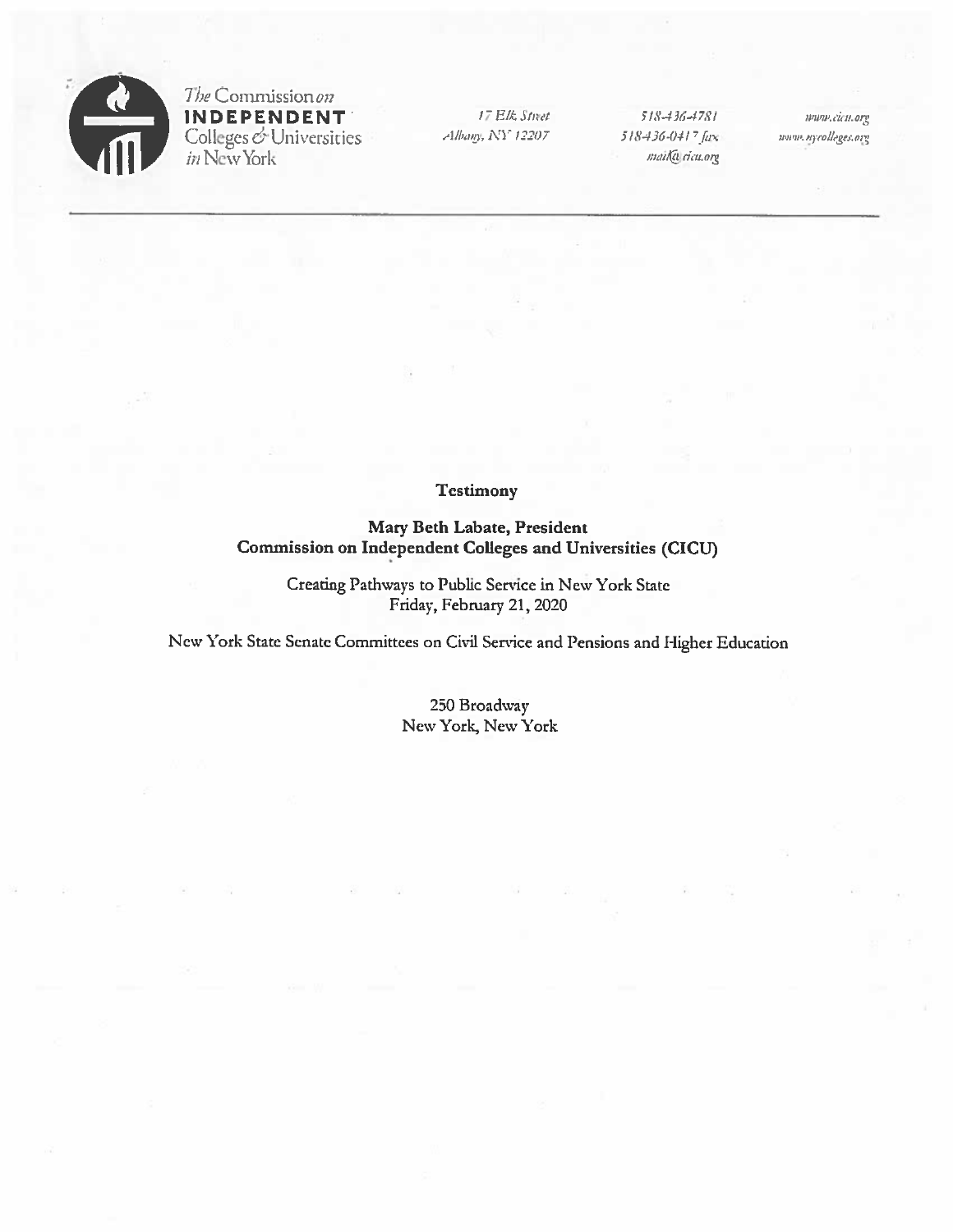*The* Commission *on*
**INDEPENDENT**
Colleges *&* Universities
*in* New York

*17 Elk Street*
*Albany, NY 12207*

*518-436-4781*
*518-436-0417 fax*
*mail@cicu.org*

*www.cicu.org*
*www.nycolleges.org*

---

**Testimony**

**Mary Beth Labate, President**
**Commission on Independent Colleges and Universities (CICU)**

Creating Pathways to Public Service in New York State
Friday, February 21, 2020

New York State Senate Committees on Civil Service and Pensions and Higher Education

250 Broadway
New York, New York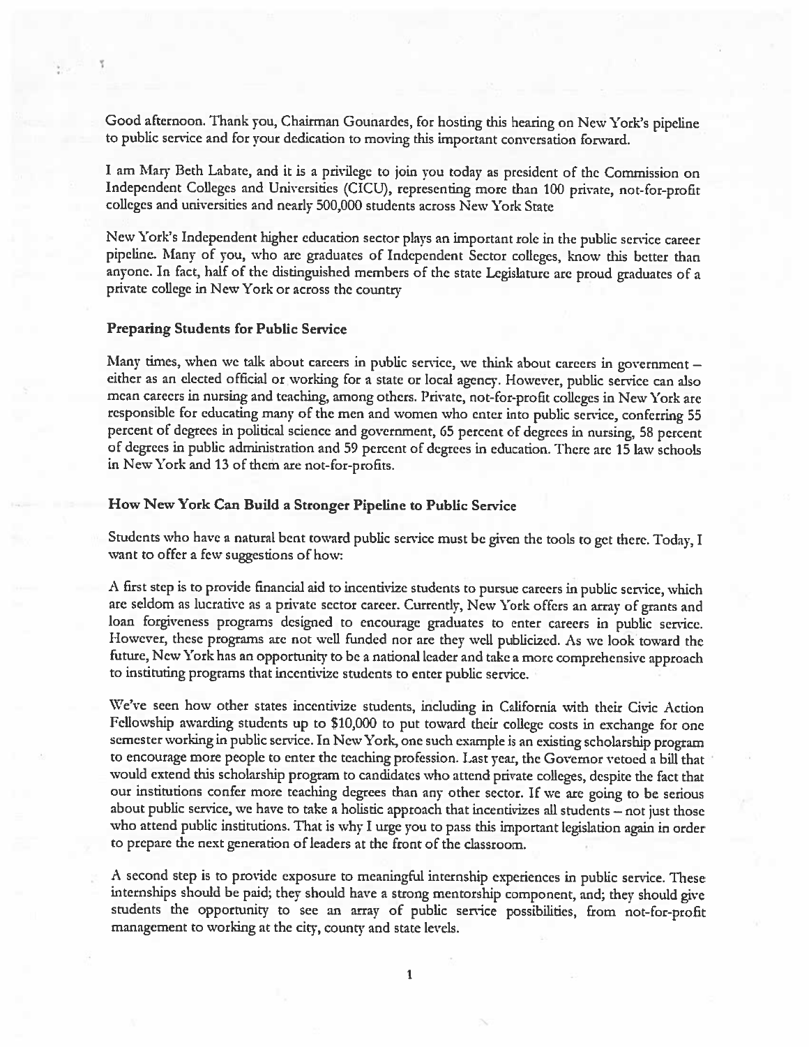Good afternoon. Thank you, Chairman Gounardes, for hosting this hearing on New York's pipeline to public service and for your dedication to moving this important conversation forward.

I am Mary Beth Labate, and it is a privilege to join you today as president of the Commission on Independent Colleges and Universities (CICU), representing more than 100 private, not-for-profit colleges and universities and nearly 500,000 students across New York State

New York's Independent higher education sector plays an important role in the public service career pipeline. Many of you, who are graduates of Independent Sector colleges, know this better than anyone. In fact, half of the distinguished members of the state Legislature are proud graduates of a private college in New York or across the country

### Preparing Students for Public Service

Many times, when we talk about careers in public service, we think about careers in government – either as an elected official or working for a state or local agency. However, public service can also mean careers in nursing and teaching, among others. Private, not-for-profit colleges in New York are responsible for educating many of the men and women who enter into public service, conferring 55 percent of degrees in political science and government, 65 percent of degrees in nursing, 58 percent of degrees in public administration and 59 percent of degrees in education. There are 15 law schools in New York and 13 of them are not-for-profits.

### How New York Can Build a Stronger Pipeline to Public Service

Students who have a natural bent toward public service must be given the tools to get there. Today, I want to offer a few suggestions of how:

A first step is to provide financial aid to incentivize students to pursue careers in public service, which are seldom as lucrative as a private sector career. Currently, New York offers an array of grants and loan forgiveness programs designed to encourage graduates to enter careers in public service. However, these programs are not well funded nor are they well publicized. As we look toward the future, New York has an opportunity to be a national leader and take a more comprehensive approach to instituting programs that incentivize students to enter public service.

We've seen how other states incentivize students, including in California with their Civic Action Fellowship awarding students up to $10,000 to put toward their college costs in exchange for one semester working in public service. In New York, one such example is an existing scholarship program to encourage more people to enter the teaching profession. Last year, the Governor vetoed a bill that would extend this scholarship program to candidates who attend private colleges, despite the fact that our institutions confer more teaching degrees than any other sector. If we are going to be serious about public service, we have to take a holistic approach that incentivizes all students – not just those who attend public institutions. That is why I urge you to pass this important legislation again in order to prepare the next generation of leaders at the front of the classroom.

A second step is to provide exposure to meaningful internship experiences in public service. These internships should be paid; they should have a strong mentorship component, and; they should give students the opportunity to see an array of public service possibilities, from not-for-profit management to working at the city, county and state levels.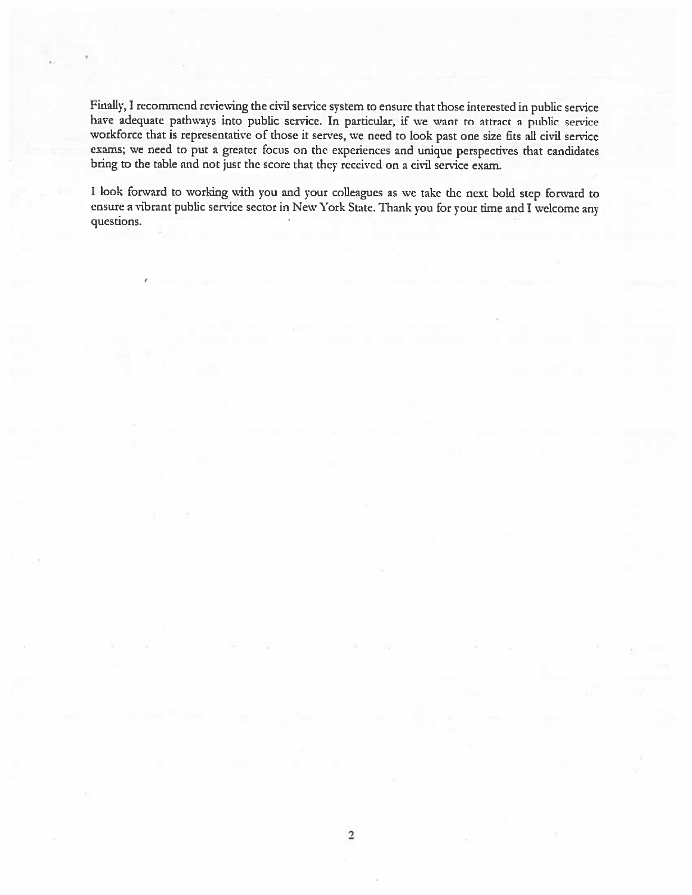Finally, I recommend reviewing the civil service system to ensure that those interested in public service have adequate pathways into public service. In particular, if we want to attract a public service workforce that is representative of those it serves, we need to look past one size fits all civil service exams; we need to put a greater focus on the experiences and unique perspectives that candidates bring to the table and not just the score that they received on a civil service exam.

I look forward to working with you and your colleagues as we take the next bold step forward to ensure a vibrant public service sector in New York State. Thank you for your time and I welcome any questions.